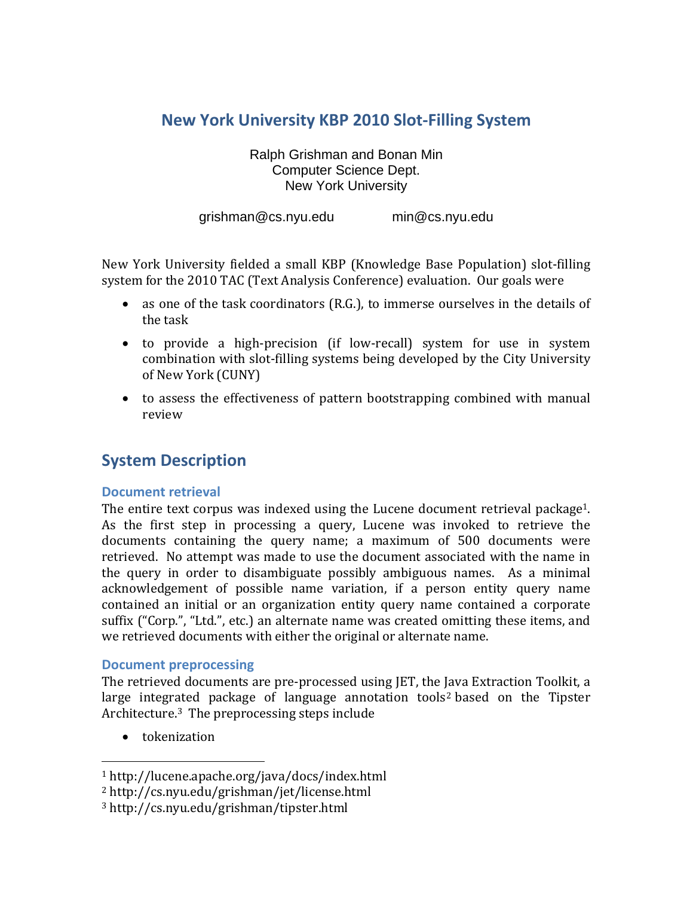# New York University KBP 2010 Slot-Filling System

Ralph Grishman and Bonan Min
Computer Science Dept.
New York University

grishman@cs.nyu.edu min@cs.nyu.edu

New York University fielded a small KBP (Knowledge Base Population) slot-filling system for the 2010 TAC (Text Analysis Conference) evaluation. Our goals were

- as one of the task coordinators (R.G.), to immerse ourselves in the details of the task
- to provide a high-precision (if low-recall) system for use in system combination with slot-filling systems being developed by the City University of New York (CUNY)
- to assess the effectiveness of pattern bootstrapping combined with manual review

## System Description

### Document retrieval

The entire text corpus was indexed using the Lucene document retrieval package[1]. As the first step in processing a query, Lucene was invoked to retrieve the documents containing the query name; a maximum of 500 documents were retrieved. No attempt was made to use the document associated with the name in the query in order to disambiguate possibly ambiguous names. As a minimal acknowledgement of possible name variation, if a person entity query name contained an initial or an organization entity query name contained a corporate suffix ("Corp.", "Ltd.", etc.) an alternate name was created omitting these items, and we retrieved documents with either the original or alternate name.

### Document preprocessing

The retrieved documents are pre-processed using JET, the Java Extraction Toolkit, a large integrated package of language annotation tools[2] based on the Tipster Architecture.[3] The preprocessing steps include

- tokenization

[1] http://lucene.apache.org/java/docs/index.html
[2] http://cs.nyu.edu/grishman/jet/license.html
[3] http://cs.nyu.edu/grishman/tipster.html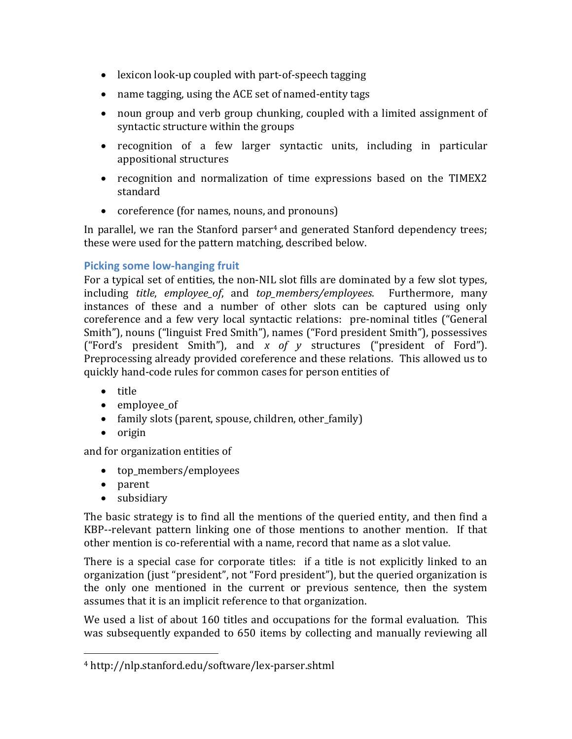- lexicon look-up coupled with part-of-speech tagging
- name tagging, using the ACE set of named-entity tags
- noun group and verb group chunking, coupled with a limited assignment of syntactic structure within the groups
- recognition of a few larger syntactic units, including in particular appositional structures
- recognition and normalization of time expressions based on the TIMEX2 standard
- coreference (for names, nouns, and pronouns)

In parallel, we ran the Stanford parser[4] and generated Stanford dependency trees; these were used for the pattern matching, described below.

### Picking some low-hanging fruit

For a typical set of entities, the non-NIL slot fills are dominated by a few slot types, including *title*, *employee_of*, and *top_members/employees*. Furthermore, many instances of these and a number of other slots can be captured using only coreference and a few very local syntactic relations: pre-nominal titles ("General Smith"), nouns ("linguist Fred Smith"), names ("Ford president Smith"), possessives ("Ford's president Smith"), and *x of y* structures ("president of Ford"). Preprocessing already provided coreference and these relations. This allowed us to quickly hand-code rules for common cases for person entities of

- title
- employee_of
- family slots (parent, spouse, children, other_family)
- origin

and for organization entities of

- top_members/employees
- parent
- subsidiary

The basic strategy is to find all the mentions of the queried entity, and then find a KBP--relevant pattern linking one of those mentions to another mention. If that other mention is co-referential with a name, record that name as a slot value.

There is a special case for corporate titles: if a title is not explicitly linked to an organization (just "president", not "Ford president"), but the queried organization is the only one mentioned in the current or previous sentence, then the system assumes that it is an implicit reference to that organization.

We used a list of about 160 titles and occupations for the formal evaluation. This was subsequently expanded to 650 items by collecting and manually reviewing all

---

[4] http://nlp.stanford.edu/software/lex-parser.shtml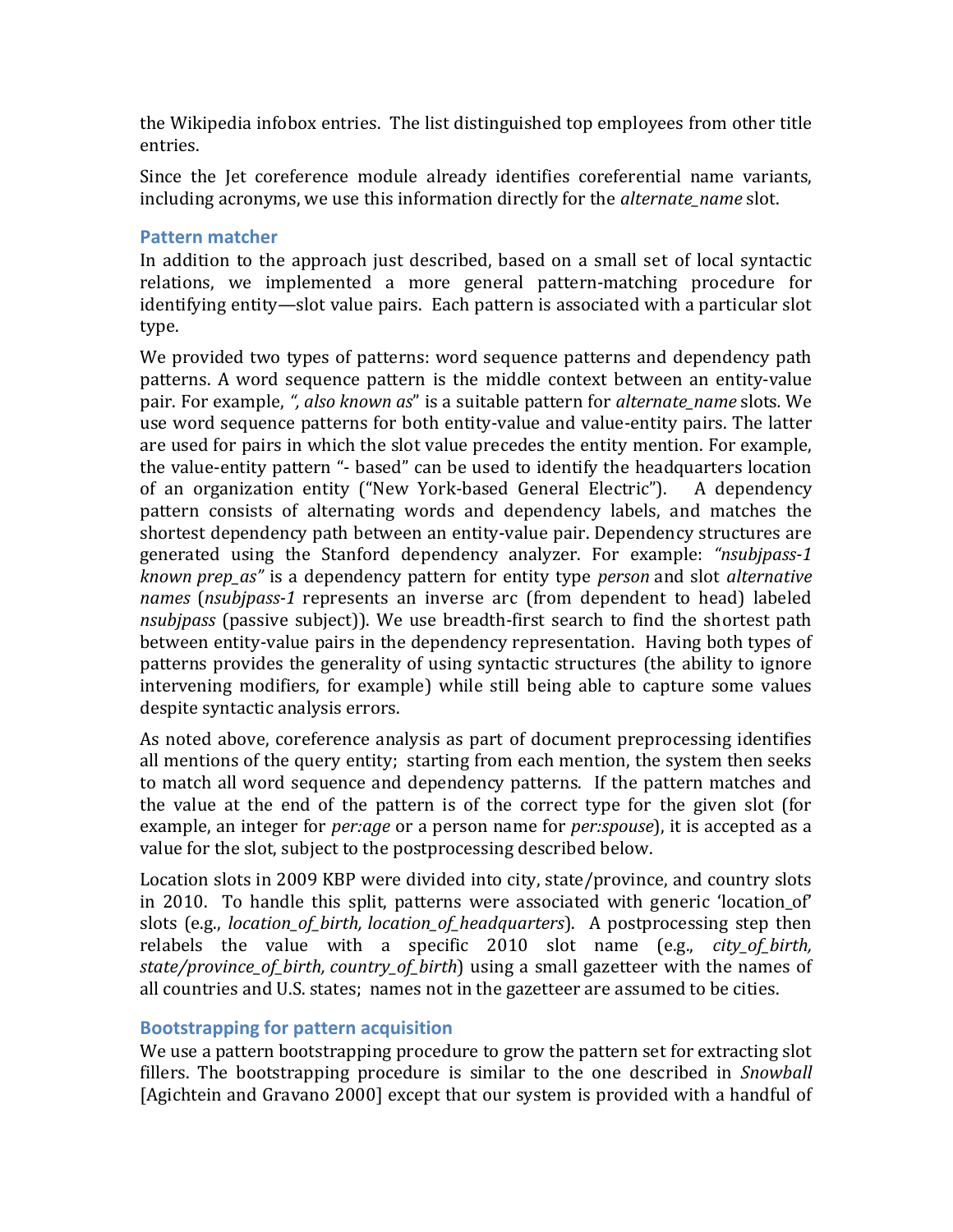the Wikipedia infobox entries. The list distinguished top employees from other title entries.

Since the Jet coreference module already identifies coreferential name variants, including acronyms, we use this information directly for the *alternate_name* slot.

### Pattern matcher

In addition to the approach just described, based on a small set of local syntactic relations, we implemented a more general pattern-matching procedure for identifying entity—slot value pairs. Each pattern is associated with a particular slot type.

We provided two types of patterns: word sequence patterns and dependency path patterns. A word sequence pattern is the middle context between an entity-value pair. For example, *", also known as*" is a suitable pattern for *alternate_name* slots. We use word sequence patterns for both entity-value and value-entity pairs. The latter are used for pairs in which the slot value precedes the entity mention. For example, the value-entity pattern "- based" can be used to identify the headquarters location of an organization entity ("New York-based General Electric"). A dependency pattern consists of alternating words and dependency labels, and matches the shortest dependency path between an entity-value pair. Dependency structures are generated using the Stanford dependency analyzer. For example: *"nsubjpass-1 known prep_as"* is a dependency pattern for entity type *person* and slot *alternative names* (*nsubjpass-1* represents an inverse arc (from dependent to head) labeled *nsubjpass* (passive subject)). We use breadth-first search to find the shortest path between entity-value pairs in the dependency representation. Having both types of patterns provides the generality of using syntactic structures (the ability to ignore intervening modifiers, for example) while still being able to capture some values despite syntactic analysis errors.

As noted above, coreference analysis as part of document preprocessing identifies all mentions of the query entity; starting from each mention, the system then seeks to match all word sequence and dependency patterns. If the pattern matches and the value at the end of the pattern is of the correct type for the given slot (for example, an integer for *per:age* or a person name for *per:spouse*), it is accepted as a value for the slot, subject to the postprocessing described below.

Location slots in 2009 KBP were divided into city, state/province, and country slots in 2010. To handle this split, patterns were associated with generic 'location_of' slots (e.g., *location_of_birth, location_of_headquarters*). A postprocessing step then relabels the value with a specific 2010 slot name (e.g., *city_of_birth, state/province_of_birth, country_of_birth*) using a small gazetteer with the names of all countries and U.S. states; names not in the gazetteer are assumed to be cities.

### Bootstrapping for pattern acquisition

We use a pattern bootstrapping procedure to grow the pattern set for extracting slot fillers. The bootstrapping procedure is similar to the one described in *Snowball* [Agichtein and Gravano 2000] except that our system is provided with a handful of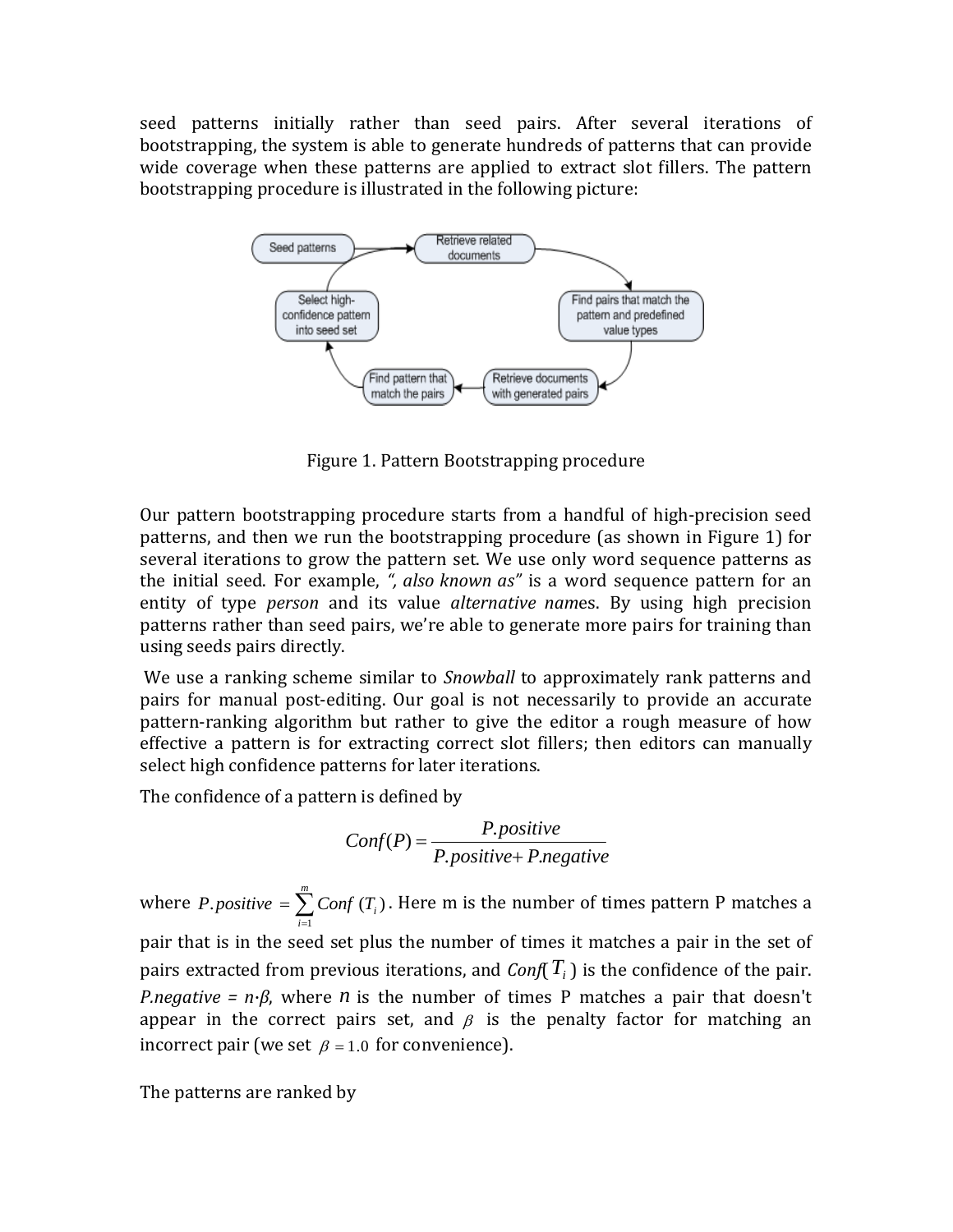seed patterns initially rather than seed pairs. After several iterations of bootstrapping, the system is able to generate hundreds of patterns that can provide wide coverage when these patterns are applied to extract slot fillers. The pattern bootstrapping procedure is illustrated in the following picture:

Figure 1. Pattern Bootstrapping procedure

Our pattern bootstrapping procedure starts from a handful of high-precision seed patterns, and then we run the bootstrapping procedure (as shown in Figure 1) for several iterations to grow the pattern set. We use only word sequence patterns as the initial seed. For example, *", also known as"* is a word sequence pattern for an entity of type *person* and its value *alternative nam*es. By using high precision patterns rather than seed pairs, we're able to generate more pairs for training than using seeds pairs directly.

We use a ranking scheme similar to *Snowball* to approximately rank patterns and pairs for manual post-editing. Our goal is not necessarily to provide an accurate pattern-ranking algorithm but rather to give the editor a rough measure of how effective a pattern is for extracting correct slot fillers; then editors can manually select high confidence patterns for later iterations.

The confidence of a pattern is defined by

$$Conf(P) = \frac{P.positive}{P.positive + P.negative}$$

where $P.positive = \sum_{i=1}^{m} Conf(T_i)$. Here m is the number of times pattern P matches a pair that is in the seed set plus the number of times it matches a pair in the set of pairs extracted from previous iterations, and $Conf(T_i)$ is the confidence of the pair. *P.negative* = $n \cdot \beta$, where $n$ is the number of times P matches a pair that doesn't appear in the correct pairs set, and $\beta$ is the penalty factor for matching an incorrect pair (we set $\beta = 1.0$ for convenience).

The patterns are ranked by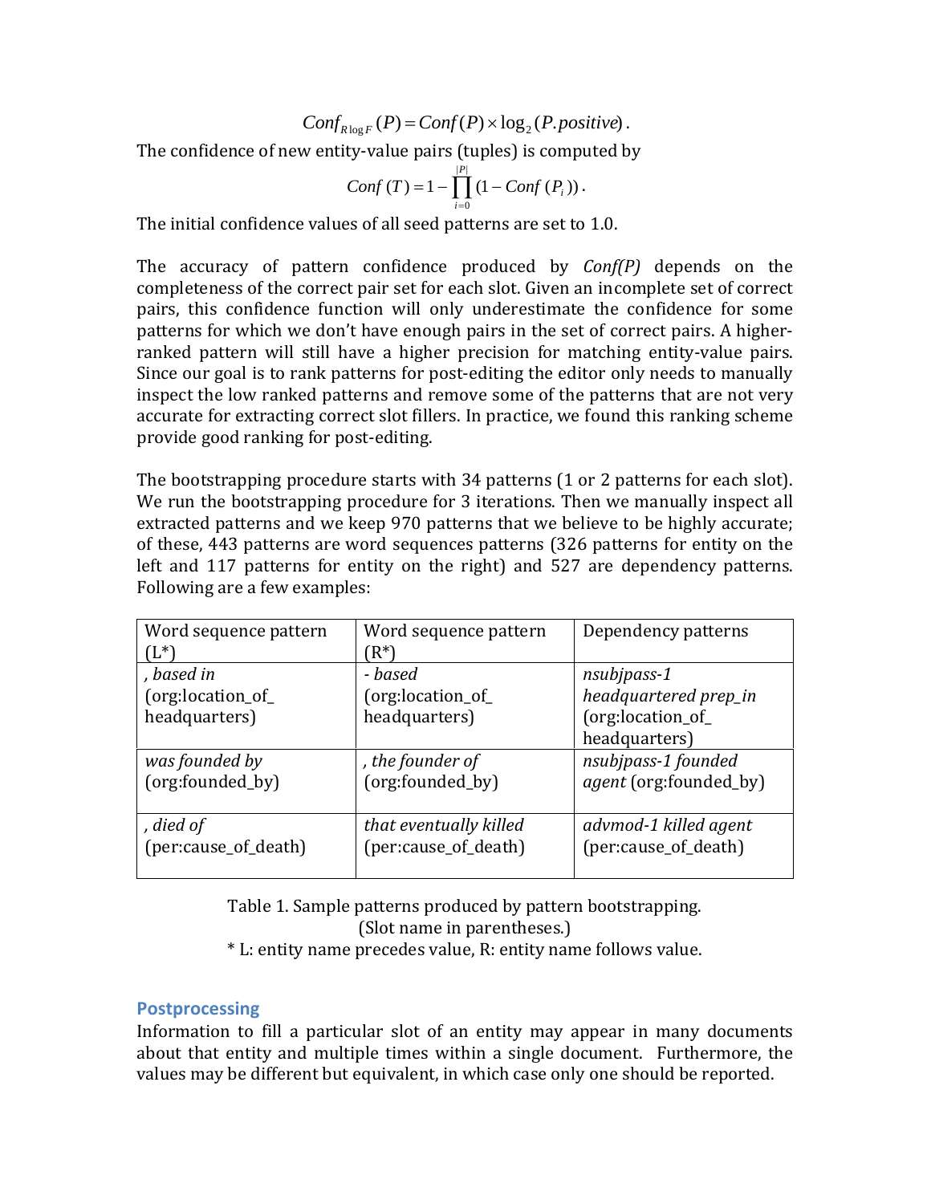$$Conf_{R\log F}(P) = Conf(P) \times \log_2(P.positive).$$

The confidence of new entity-value pairs (tuples) is computed by

$$Conf\,(T) = 1 - \prod_{i=0}^{|P|}(1 - Conf\,(P_i)).$$

The initial confidence values of all seed patterns are set to 1.0.

The accuracy of pattern confidence produced by *Conf(P)* depends on the completeness of the correct pair set for each slot. Given an incomplete set of correct pairs, this confidence function will only underestimate the confidence for some patterns for which we don't have enough pairs in the set of correct pairs. A higher-ranked pattern will still have a higher precision for matching entity-value pairs. Since our goal is to rank patterns for post-editing the editor only needs to manually inspect the low ranked patterns and remove some of the patterns that are not very accurate for extracting correct slot fillers. In practice, we found this ranking scheme provide good ranking for post-editing.

The bootstrapping procedure starts with 34 patterns (1 or 2 patterns for each slot). We run the bootstrapping procedure for 3 iterations. Then we manually inspect all extracted patterns and we keep 970 patterns that we believe to be highly accurate; of these, 443 patterns are word sequences patterns (326 patterns for entity on the left and 117 patterns for entity on the right) and 527 are dependency patterns. Following are a few examples:

| Word sequence pattern (L*) | Word sequence pattern (R*) | Dependency patterns |
|---|---|---|
| *, based in* (org:location_of_ headquarters) | *- based* (org:location_of_ headquarters) | *nsubjpass-1 headquartered prep_in* (org:location_of_ headquarters) |
| *was founded by* (org:founded_by) | *, the founder of* (org:founded_by) | *nsubjpass-1 founded agent* (org:founded_by) |
| *, died of* (per:cause_of_death) | *that eventually killed* (per:cause_of_death) | *advmod-1 killed agent* (per:cause_of_death) |

Table 1. Sample patterns produced by pattern bootstrapping.
(Slot name in parentheses.)
* L: entity name precedes value, R: entity name follows value.

### Postprocessing

Information to fill a particular slot of an entity may appear in many documents about that entity and multiple times within a single document. Furthermore, the values may be different but equivalent, in which case only one should be reported.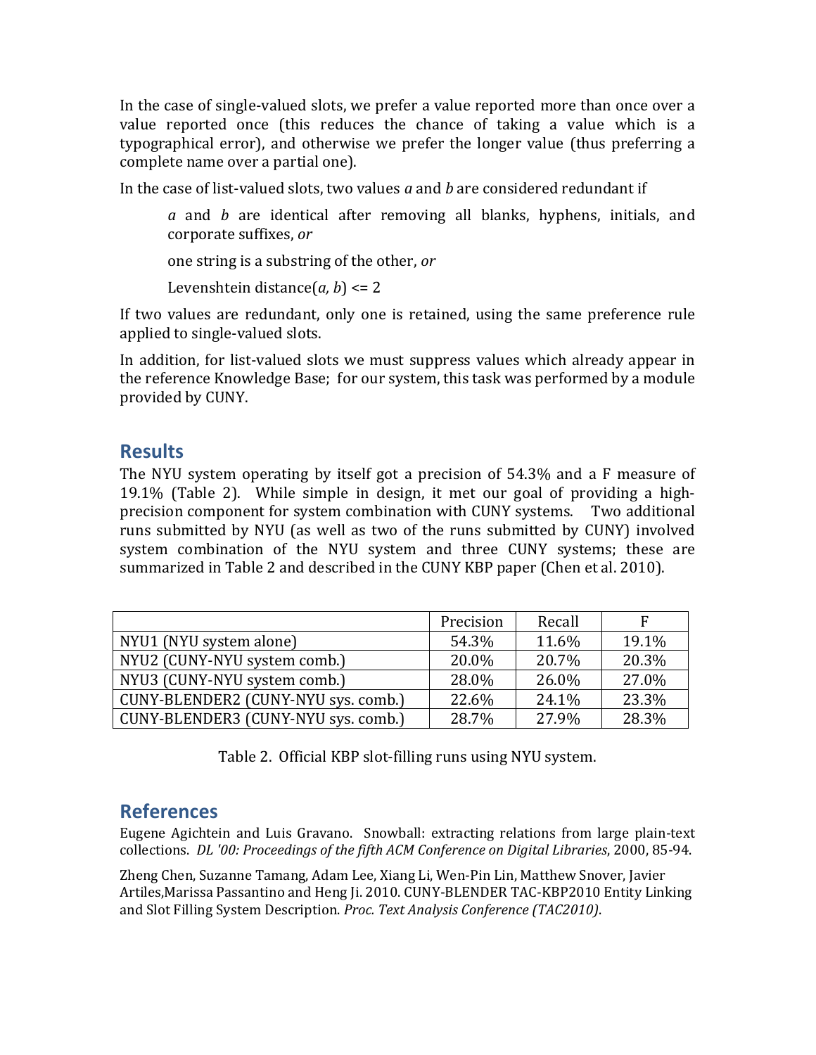In the case of single-valued slots, we prefer a value reported more than once over a value reported once (this reduces the chance of taking a value which is a typographical error), and otherwise we prefer the longer value (thus preferring a complete name over a partial one).

In the case of list-valued slots, two values *a* and *b* are considered redundant if

> *a* and *b* are identical after removing all blanks, hyphens, initials, and corporate suffixes, *or*
>
> one string is a substring of the other, *or*
>
> Levenshtein distance(*a, b*) <= 2

If two values are redundant, only one is retained, using the same preference rule applied to single-valued slots.

In addition, for list-valued slots we must suppress values which already appear in the reference Knowledge Base; for our system, this task was performed by a module provided by CUNY.

## Results

The NYU system operating by itself got a precision of 54.3% and a F measure of 19.1% (Table 2). While simple in design, it met our goal of providing a high-precision component for system combination with CUNY systems. Two additional runs submitted by NYU (as well as two of the runs submitted by CUNY) involved system combination of the NYU system and three CUNY systems; these are summarized in Table 2 and described in the CUNY KBP paper (Chen et al. 2010).

| | Precision | Recall | F |
|---|---|---|---|
| NYU1 (NYU system alone) | 54.3% | 11.6% | 19.1% |
| NYU2 (CUNY-NYU system comb.) | 20.0% | 20.7% | 20.3% |
| NYU3 (CUNY-NYU system comb.) | 28.0% | 26.0% | 27.0% |
| CUNY-BLENDER2 (CUNY-NYU sys. comb.) | 22.6% | 24.1% | 23.3% |
| CUNY-BLENDER3 (CUNY-NYU sys. comb.) | 28.7% | 27.9% | 28.3% |

Table 2. Official KBP slot-filling runs using NYU system.

## References

Eugene Agichtein and Luis Gravano. Snowball: extracting relations from large plain-text collections. *DL '00: Proceedings of the fifth ACM Conference on Digital Libraries*, 2000, 85-94.

Zheng Chen, Suzanne Tamang, Adam Lee, Xiang Li, Wen-Pin Lin, Matthew Snover, Javier Artiles,Marissa Passantino and Heng Ji. 2010. CUNY-BLENDER TAC-KBP2010 Entity Linking and Slot Filling System Description. *Proc. Text Analysis Conference (TAC2010)*.